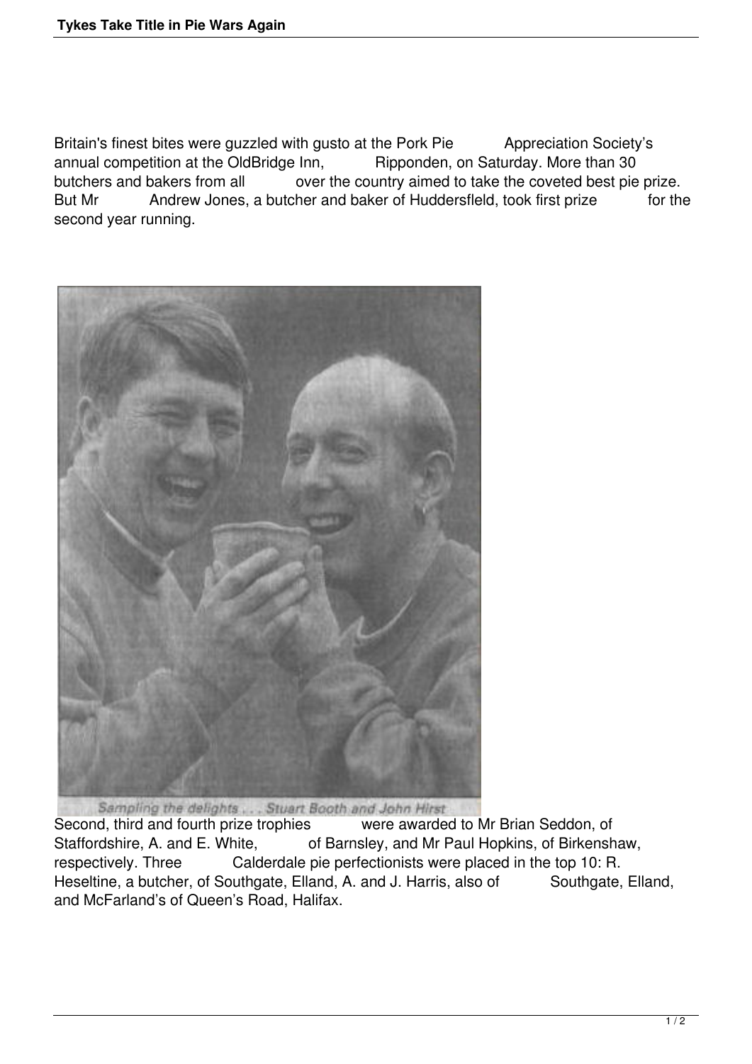# Tykes Take Title in Pie Wars Again

Britain's finest bites were guzzled with gusto at the Pork Pie Appreciation Society's annual competition at the OldBridge Inn, Ripponden, on Saturday. More than 30 butchers and bakers from all over the country aimed to take the coveted best pie prize. But Mr Andrew Jones, a butcher and baker of Huddersfleld, took first prize for the second year running.

Sampling the delights . . . Stuart Booth and John Hirst

Second, third and fourth prize trophies were awarded to Mr Brian Seddon, of Staffordshire, A. and E. White, of Barnsley, and Mr Paul Hopkins, of Birkenshaw, respectively. Three Calderdale pie perfectionists were placed in the top 10: R. Heseltine, a butcher, of Southgate, Elland, A. and J. Harris, also of Southgate, Elland, and McFarland's of Queen's Road, Halifax.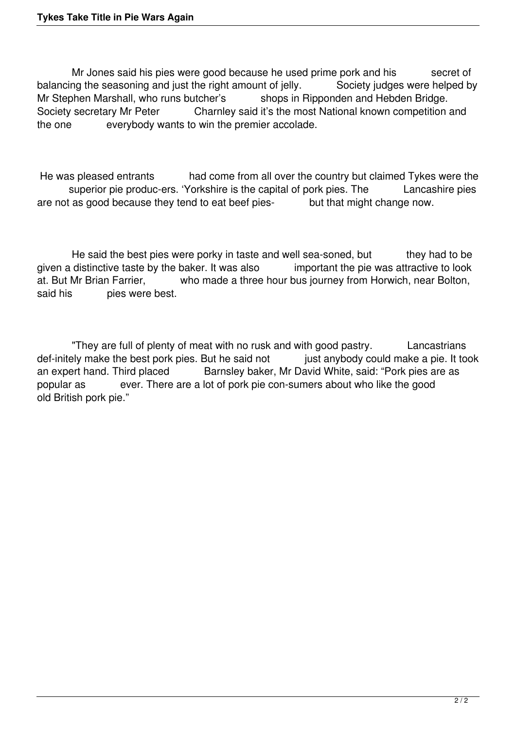Mr Jones said his pies were good because he used prime pork and his secret of balancing the seasoning and just the right amount of jelly. Society judges were helped by Mr Stephen Marshall, who runs butcher's shops in Ripponden and Hebden Bridge. Society secretary Mr Peter Charnley said it's the most National known competition and the one everybody wants to win the premier accolade.

He was pleased entrants had come from all over the country but claimed Tykes were the superior pie produc-ers. 'Yorkshire is the capital of pork pies. The Lancashire pies are not as good because they tend to eat beef pies- but that might change now.

He said the best pies were porky in taste and well sea-soned, but they had to be given a distinctive taste by the baker. It was also important the pie was attractive to look at. But Mr Brian Farrier, who made a three hour bus journey from Horwich, near Bolton, said his pies were best.

"They are full of plenty of meat with no rusk and with good pastry. Lancastrians def-initely make the best pork pies. But he said not just anybody could make a pie. It took an expert hand. Third placed Barnsley baker, Mr David White, said: "Pork pies are as popular as ever. There are a lot of pork pie con-sumers about who like the good old British pork pie."